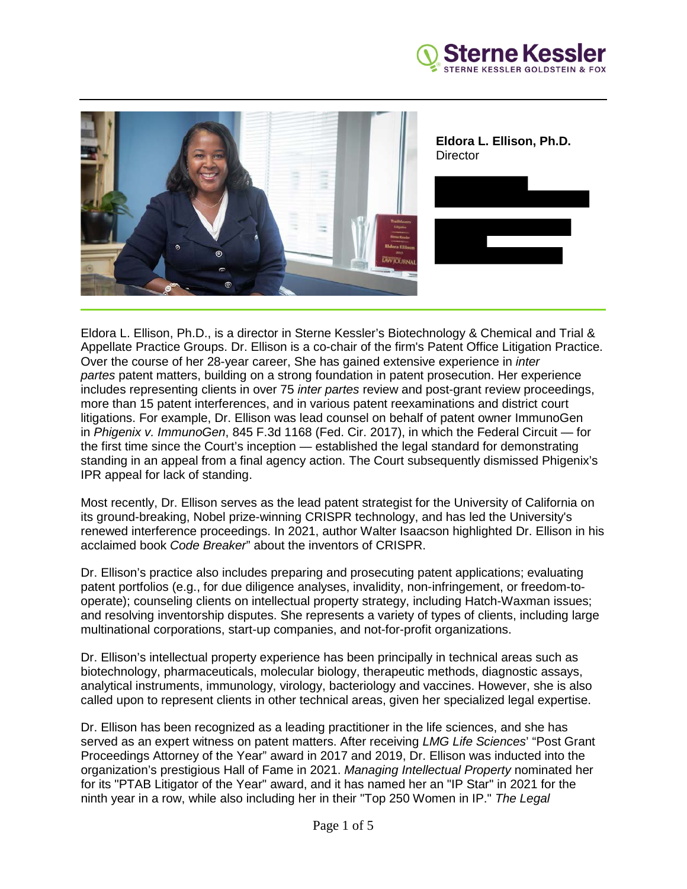**Eldora L. Ellison, Ph.D.**
Director

Eldora L. Ellison, Ph.D., is a director in Sterne Kessler's Biotechnology & Chemical and Trial & Appellate Practice Groups. Dr. Ellison is a co-chair of the firm's Patent Office Litigation Practice. Over the course of her 28-year career, She has gained extensive experience in *inter partes* patent matters, building on a strong foundation in patent prosecution. Her experience includes representing clients in over 75 *inter partes* review and post-grant review proceedings, more than 15 patent interferences, and in various patent reexaminations and district court litigations. For example, Dr. Ellison was lead counsel on behalf of patent owner ImmunoGen in *Phigenix v. ImmunoGen*, 845 F.3d 1168 (Fed. Cir. 2017), in which the Federal Circuit — for the first time since the Court's inception — established the legal standard for demonstrating standing in an appeal from a final agency action. The Court subsequently dismissed Phigenix's IPR appeal for lack of standing.

Most recently, Dr. Ellison serves as the lead patent strategist for the University of California on its ground-breaking, Nobel prize-winning CRISPR technology, and has led the University's renewed interference proceedings. In 2021, author Walter Isaacson highlighted Dr. Ellison in his acclaimed book *Code Breaker*" about the inventors of CRISPR.

Dr. Ellison's practice also includes preparing and prosecuting patent applications; evaluating patent portfolios (e.g., for due diligence analyses, invalidity, non-infringement, or freedom-to-operate); counseling clients on intellectual property strategy, including Hatch-Waxman issues; and resolving inventorship disputes. She represents a variety of types of clients, including large multinational corporations, start-up companies, and not-for-profit organizations.

Dr. Ellison's intellectual property experience has been principally in technical areas such as biotechnology, pharmaceuticals, molecular biology, therapeutic methods, diagnostic assays, analytical instruments, immunology, virology, bacteriology and vaccines. However, she is also called upon to represent clients in other technical areas, given her specialized legal expertise.

Dr. Ellison has been recognized as a leading practitioner in the life sciences, and she has served as an expert witness on patent matters. After receiving *LMG Life Sciences*' "Post Grant Proceedings Attorney of the Year" award in 2017 and 2019, Dr. Ellison was inducted into the organization's prestigious Hall of Fame in 2021. *Managing Intellectual Property* nominated her for its "PTAB Litigator of the Year" award, and it has named her an "IP Star" in 2021 for the ninth year in a row, while also including her in their "Top 250 Women in IP." *The Legal*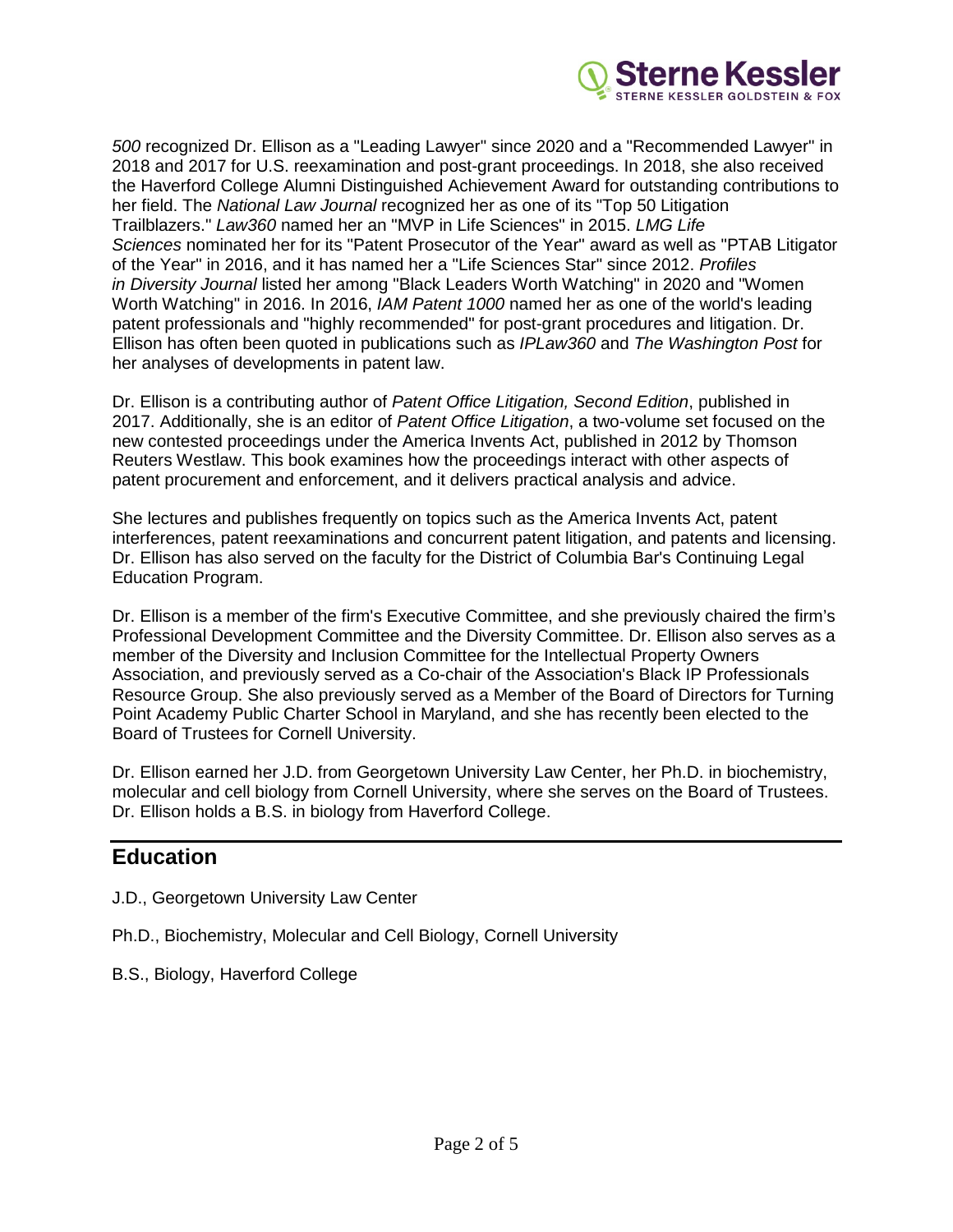*500* recognized Dr. Ellison as a "Leading Lawyer" since 2020 and a "Recommended Lawyer" in 2018 and 2017 for U.S. reexamination and post-grant proceedings. In 2018, she also received the Haverford College Alumni Distinguished Achievement Award for outstanding contributions to her field. The *National Law Journal* recognized her as one of its "Top 50 Litigation Trailblazers." *Law360* named her an "MVP in Life Sciences" in 2015. *LMG Life Sciences* nominated her for its "Patent Prosecutor of the Year" award as well as "PTAB Litigator of the Year" in 2016, and it has named her a "Life Sciences Star" since 2012. *Profiles in Diversity Journal* listed her among "Black Leaders Worth Watching" in 2020 and "Women Worth Watching" in 2016. In 2016, *IAM Patent 1000* named her as one of the world's leading patent professionals and "highly recommended" for post-grant procedures and litigation. Dr. Ellison has often been quoted in publications such as *IPLaw360* and *The Washington Post* for her analyses of developments in patent law.

Dr. Ellison is a contributing author of *Patent Office Litigation, Second Edition*, published in 2017. Additionally, she is an editor of *Patent Office Litigation*, a two-volume set focused on the new contested proceedings under the America Invents Act, published in 2012 by Thomson Reuters Westlaw. This book examines how the proceedings interact with other aspects of patent procurement and enforcement, and it delivers practical analysis and advice.

She lectures and publishes frequently on topics such as the America Invents Act, patent interferences, patent reexaminations and concurrent patent litigation, and patents and licensing. Dr. Ellison has also served on the faculty for the District of Columbia Bar's Continuing Legal Education Program.

Dr. Ellison is a member of the firm's Executive Committee, and she previously chaired the firm's Professional Development Committee and the Diversity Committee. Dr. Ellison also serves as a member of the Diversity and Inclusion Committee for the Intellectual Property Owners Association, and previously served as a Co-chair of the Association's Black IP Professionals Resource Group. She also previously served as a Member of the Board of Directors for Turning Point Academy Public Charter School in Maryland, and she has recently been elected to the Board of Trustees for Cornell University.

Dr. Ellison earned her J.D. from Georgetown University Law Center, her Ph.D. in biochemistry, molecular and cell biology from Cornell University, where she serves on the Board of Trustees. Dr. Ellison holds a B.S. in biology from Haverford College.

## Education

J.D., Georgetown University Law Center

Ph.D., Biochemistry, Molecular and Cell Biology, Cornell University

B.S., Biology, Haverford College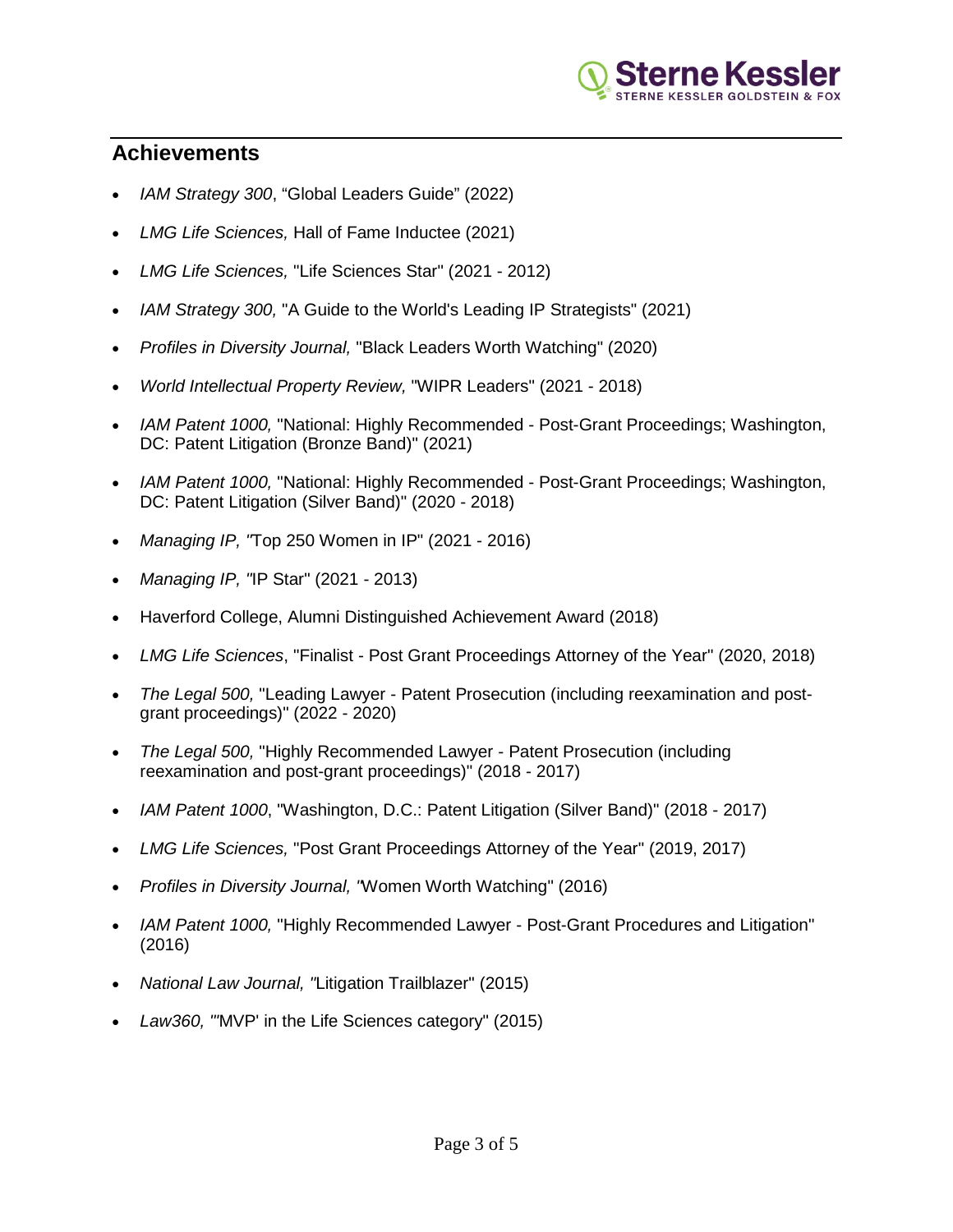## Achievements

- *IAM Strategy 300*, “Global Leaders Guide” (2022)
- *LMG Life Sciences,* Hall of Fame Inductee (2021)
- *LMG Life Sciences,* "Life Sciences Star" (2021 - 2012)
- *IAM Strategy 300,* "A Guide to the World's Leading IP Strategists" (2021)
- *Profiles in Diversity Journal,* "Black Leaders Worth Watching" (2020)
- *World Intellectual Property Review,* "WIPR Leaders" (2021 - 2018)
- *IAM Patent 1000,* "National: Highly Recommended - Post-Grant Proceedings; Washington, DC: Patent Litigation (Bronze Band)" (2021)
- *IAM Patent 1000,* "National: Highly Recommended - Post-Grant Proceedings; Washington, DC: Patent Litigation (Silver Band)" (2020 - 2018)
- *Managing IP, "*Top 250 Women in IP" (2021 - 2016)
- *Managing IP, "*IP Star" (2021 - 2013)
- Haverford College, Alumni Distinguished Achievement Award (2018)
- *LMG Life Sciences*, "Finalist - Post Grant Proceedings Attorney of the Year" (2020, 2018)
- *The Legal 500,* "Leading Lawyer - Patent Prosecution (including reexamination and post-grant proceedings)" (2022 - 2020)
- *The Legal 500,* "Highly Recommended Lawyer - Patent Prosecution (including reexamination and post-grant proceedings)" (2018 - 2017)
- *IAM Patent 1000*, "Washington, D.C.: Patent Litigation (Silver Band)" (2018 - 2017)
- *LMG Life Sciences,* "Post Grant Proceedings Attorney of the Year" (2019, 2017)
- *Profiles in Diversity Journal, "*Women Worth Watching" (2016)
- *IAM Patent 1000,* "Highly Recommended Lawyer - Post-Grant Procedures and Litigation" (2016)
- *National Law Journal, "*Litigation Trailblazer" (2015)
- *Law360, "*'MVP' in the Life Sciences category" (2015)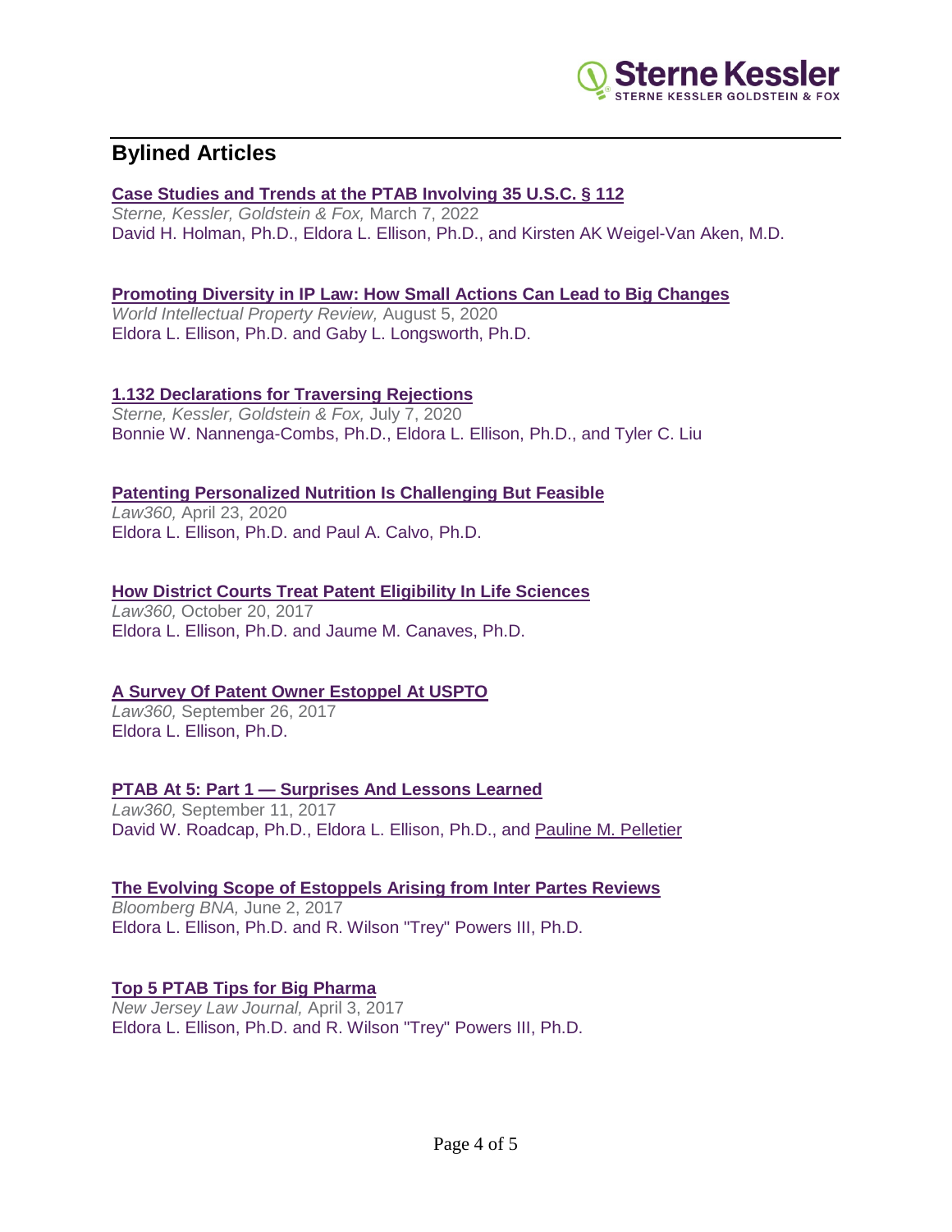## Bylined Articles

**Case Studies and Trends at the PTAB Involving 35 U.S.C. § 112**
*Sterne, Kessler, Goldstein & Fox,* March 7, 2022
David H. Holman, Ph.D., Eldora L. Ellison, Ph.D., and Kirsten AK Weigel-Van Aken, M.D.

**Promoting Diversity in IP Law: How Small Actions Can Lead to Big Changes**
*World Intellectual Property Review,* August 5, 2020
Eldora L. Ellison, Ph.D. and Gaby L. Longsworth, Ph.D.

**1.132 Declarations for Traversing Rejections**
*Sterne, Kessler, Goldstein & Fox,* July 7, 2020
Bonnie W. Nannenga-Combs, Ph.D., Eldora L. Ellison, Ph.D., and Tyler C. Liu

**Patenting Personalized Nutrition Is Challenging But Feasible**
*Law360,* April 23, 2020
Eldora L. Ellison, Ph.D. and Paul A. Calvo, Ph.D.

**How District Courts Treat Patent Eligibility In Life Sciences**
*Law360,* October 20, 2017
Eldora L. Ellison, Ph.D. and Jaume M. Canaves, Ph.D.

**A Survey Of Patent Owner Estoppel At USPTO**
*Law360,* September 26, 2017
Eldora L. Ellison, Ph.D.

**PTAB At 5: Part 1 — Surprises And Lessons Learned**
*Law360,* September 11, 2017
David W. Roadcap, Ph.D., Eldora L. Ellison, Ph.D., and Pauline M. Pelletier

**The Evolving Scope of Estoppels Arising from Inter Partes Reviews**
*Bloomberg BNA,* June 2, 2017
Eldora L. Ellison, Ph.D. and R. Wilson "Trey" Powers III, Ph.D.

**Top 5 PTAB Tips for Big Pharma**
*New Jersey Law Journal,* April 3, 2017
Eldora L. Ellison, Ph.D. and R. Wilson "Trey" Powers III, Ph.D.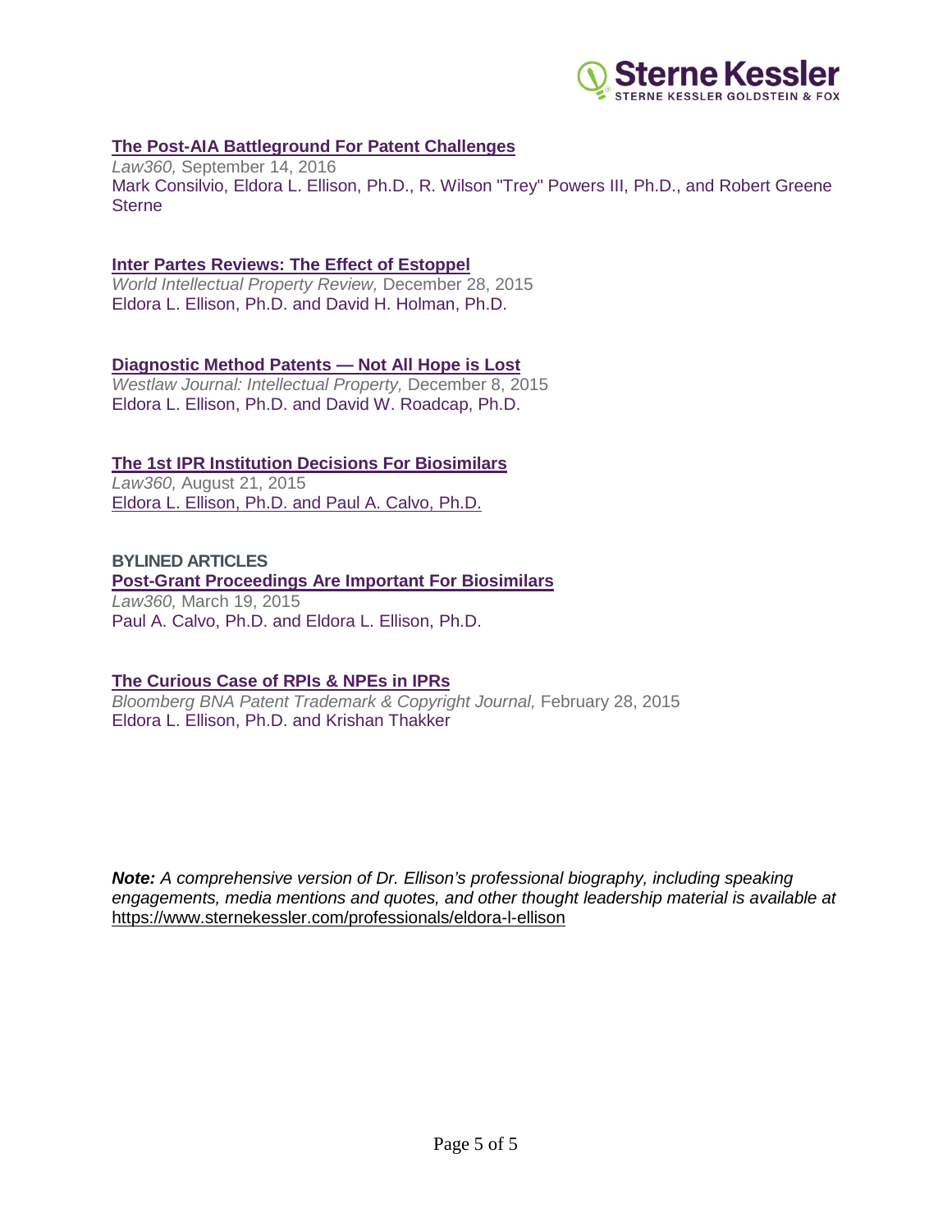**The Post-AIA Battleground For Patent Challenges**
*Law360,* September 14, 2016
Mark Consilvio, Eldora L. Ellison, Ph.D., R. Wilson "Trey" Powers III, Ph.D., and Robert Greene Sterne

**Inter Partes Reviews: The Effect of Estoppel**
*World Intellectual Property Review,* December 28, 2015
Eldora L. Ellison, Ph.D. and David H. Holman, Ph.D.

**Diagnostic Method Patents — Not All Hope is Lost**
*Westlaw Journal: Intellectual Property,* December 8, 2015
Eldora L. Ellison, Ph.D. and David W. Roadcap, Ph.D.

**The 1st IPR Institution Decisions For Biosimilars**
*Law360,* August 21, 2015
Eldora L. Ellison, Ph.D. and Paul A. Calvo, Ph.D.

### BYLINED ARTICLES

**Post-Grant Proceedings Are Important For Biosimilars**
*Law360,* March 19, 2015
Paul A. Calvo, Ph.D. and Eldora L. Ellison, Ph.D.

**The Curious Case of RPIs & NPEs in IPRs**
*Bloomberg BNA Patent Trademark & Copyright Journal,* February 28, 2015
Eldora L. Ellison, Ph.D. and Krishan Thakker

***Note:*** *A comprehensive version of Dr. Ellison's professional biography, including speaking engagements, media mentions and quotes, and other thought leadership material is available at* https://www.sternekessler.com/professionals/eldora-l-ellison